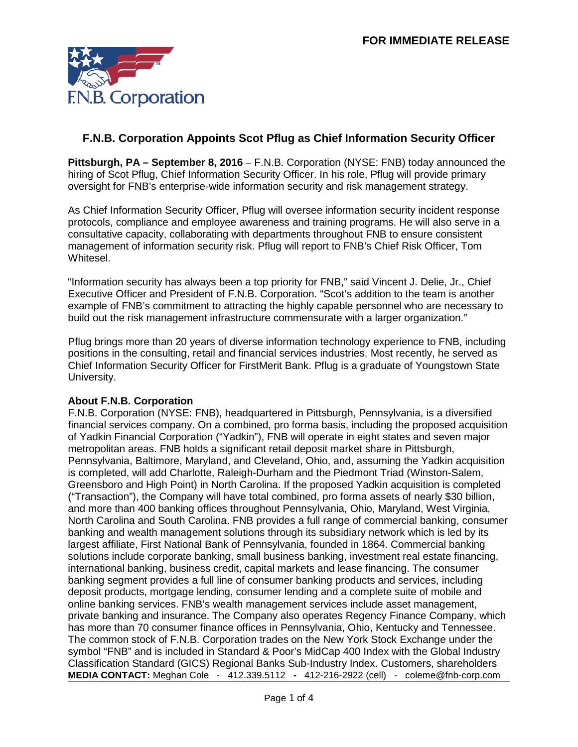**FOR IMMEDIATE RELEASE**

F.N.B. Corporation

# F.N.B. Corporation Appoints Scot Pflug as Chief Information Security Officer

**Pittsburgh, PA – September 8, 2016** – F.N.B. Corporation (NYSE: FNB) today announced the hiring of Scot Pflug, Chief Information Security Officer. In his role, Pflug will provide primary oversight for FNB's enterprise-wide information security and risk management strategy.

As Chief Information Security Officer, Pflug will oversee information security incident response protocols, compliance and employee awareness and training programs. He will also serve in a consultative capacity, collaborating with departments throughout FNB to ensure consistent management of information security risk. Pflug will report to FNB's Chief Risk Officer, Tom Whitesel.

"Information security has always been a top priority for FNB," said Vincent J. Delie, Jr., Chief Executive Officer and President of F.N.B. Corporation. "Scot's addition to the team is another example of FNB's commitment to attracting the highly capable personnel who are necessary to build out the risk management infrastructure commensurate with a larger organization."

Pflug brings more than 20 years of diverse information technology experience to FNB, including positions in the consulting, retail and financial services industries. Most recently, he served as Chief Information Security Officer for FirstMerit Bank. Pflug is a graduate of Youngstown State University.

### About F.N.B. Corporation

F.N.B. Corporation (NYSE: FNB), headquartered in Pittsburgh, Pennsylvania, is a diversified financial services company. On a combined, pro forma basis, including the proposed acquisition of Yadkin Financial Corporation ("Yadkin"), FNB will operate in eight states and seven major metropolitan areas. FNB holds a significant retail deposit market share in Pittsburgh, Pennsylvania, Baltimore, Maryland, and Cleveland, Ohio, and, assuming the Yadkin acquisition is completed, will add Charlotte, Raleigh-Durham and the Piedmont Triad (Winston-Salem, Greensboro and High Point) in North Carolina. If the proposed Yadkin acquisition is completed ("Transaction"), the Company will have total combined, pro forma assets of nearly $30 billion, and more than 400 banking offices throughout Pennsylvania, Ohio, Maryland, West Virginia, North Carolina and South Carolina. FNB provides a full range of commercial banking, consumer banking and wealth management solutions through its subsidiary network which is led by its largest affiliate, First National Bank of Pennsylvania, founded in 1864. Commercial banking solutions include corporate banking, small business banking, investment real estate financing, international banking, business credit, capital markets and lease financing. The consumer banking segment provides a full line of consumer banking products and services, including deposit products, mortgage lending, consumer lending and a complete suite of mobile and online banking services. FNB's wealth management services include asset management, private banking and insurance. The Company also operates Regency Finance Company, which has more than 70 consumer finance offices in Pennsylvania, Ohio, Kentucky and Tennessee. The common stock of F.N.B. Corporation trades on the New York Stock Exchange under the symbol "FNB" and is included in Standard & Poor's MidCap 400 Index with the Global Industry Classification Standard (GICS) Regional Banks Sub-Industry Index. Customers, shareholders

**MEDIA CONTACT:** Meghan Cole - 412.339.5112 - 412-216-2922 (cell) - coleme@fnb-corp.com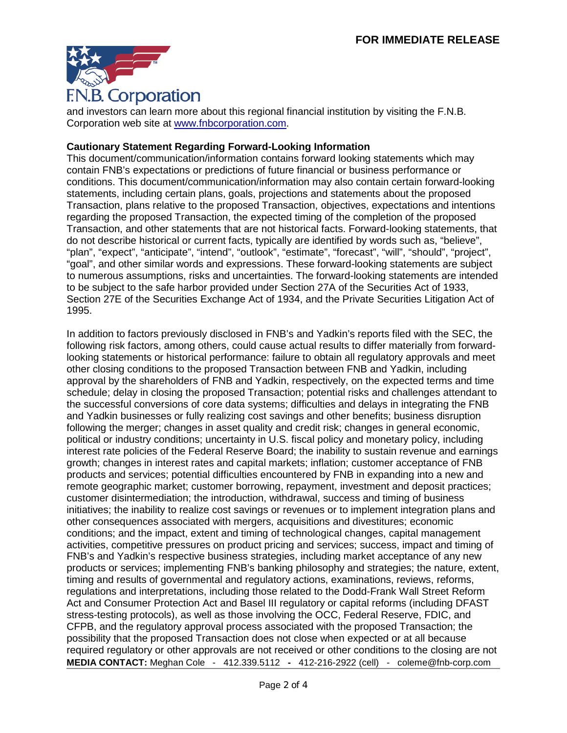and investors can learn more about this regional financial institution by visiting the F.N.B. Corporation web site at www.fnbcorporation.com.

**Cautionary Statement Regarding Forward-Looking Information**

This document/communication/information contains forward looking statements which may contain FNB's expectations or predictions of future financial or business performance or conditions. This document/communication/information may also contain certain forward-looking statements, including certain plans, goals, projections and statements about the proposed Transaction, plans relative to the proposed Transaction, objectives, expectations and intentions regarding the proposed Transaction, the expected timing of the completion of the proposed Transaction, and other statements that are not historical facts. Forward-looking statements, that do not describe historical or current facts, typically are identified by words such as, "believe", "plan", "expect", "anticipate", "intend", "outlook", "estimate", "forecast", "will", "should", "project", "goal", and other similar words and expressions. These forward-looking statements are subject to numerous assumptions, risks and uncertainties. The forward-looking statements are intended to be subject to the safe harbor provided under Section 27A of the Securities Act of 1933, Section 27E of the Securities Exchange Act of 1934, and the Private Securities Litigation Act of 1995.

In addition to factors previously disclosed in FNB's and Yadkin's reports filed with the SEC, the following risk factors, among others, could cause actual results to differ materially from forward-looking statements or historical performance: failure to obtain all regulatory approvals and meet other closing conditions to the proposed Transaction between FNB and Yadkin, including approval by the shareholders of FNB and Yadkin, respectively, on the expected terms and time schedule; delay in closing the proposed Transaction; potential risks and challenges attendant to the successful conversions of core data systems; difficulties and delays in integrating the FNB and Yadkin businesses or fully realizing cost savings and other benefits; business disruption following the merger; changes in asset quality and credit risk; changes in general economic, political or industry conditions; uncertainty in U.S. fiscal policy and monetary policy, including interest rate policies of the Federal Reserve Board; the inability to sustain revenue and earnings growth; changes in interest rates and capital markets; inflation; customer acceptance of FNB products and services; potential difficulties encountered by FNB in expanding into a new and remote geographic market; customer borrowing, repayment, investment and deposit practices; customer disintermediation; the introduction, withdrawal, success and timing of business initiatives; the inability to realize cost savings or revenues or to implement integration plans and other consequences associated with mergers, acquisitions and divestitures; economic conditions; and the impact, extent and timing of technological changes, capital management activities, competitive pressures on product pricing and services; success, impact and timing of FNB's and Yadkin's respective business strategies, including market acceptance of any new products or services; implementing FNB's banking philosophy and strategies; the nature, extent, timing and results of governmental and regulatory actions, examinations, reviews, reforms, regulations and interpretations, including those related to the Dodd-Frank Wall Street Reform Act and Consumer Protection Act and Basel III regulatory or capital reforms (including DFAST stress-testing protocols), as well as those involving the OCC, Federal Reserve, FDIC, and CFPB, and the regulatory approval process associated with the proposed Transaction; the possibility that the proposed Transaction does not close when expected or at all because required regulatory or other approvals are not received or other conditions to the closing are not

**MEDIA CONTACT:** Meghan Cole - 412.339.5112 **-** 412-216-2922 (cell) - coleme@fnb-corp.com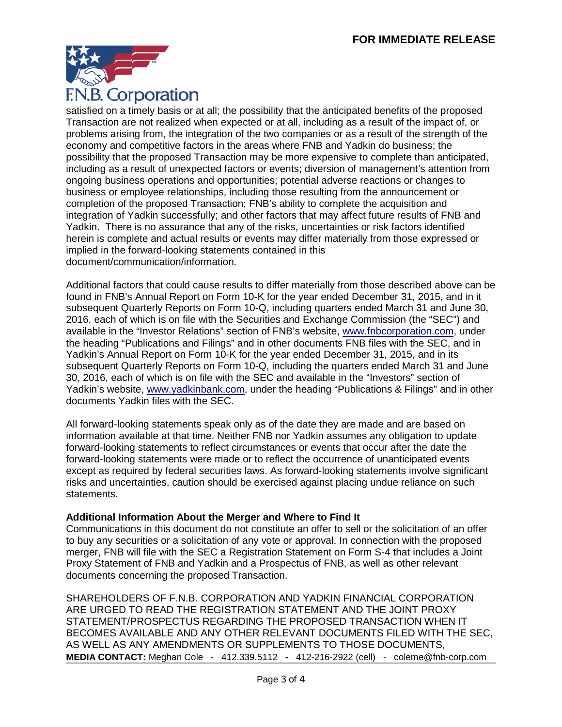satisfied on a timely basis or at all; the possibility that the anticipated benefits of the proposed Transaction are not realized when expected or at all, including as a result of the impact of, or problems arising from, the integration of the two companies or as a result of the strength of the economy and competitive factors in the areas where FNB and Yadkin do business; the possibility that the proposed Transaction may be more expensive to complete than anticipated, including as a result of unexpected factors or events; diversion of management's attention from ongoing business operations and opportunities; potential adverse reactions or changes to business or employee relationships, including those resulting from the announcement or completion of the proposed Transaction; FNB's ability to complete the acquisition and integration of Yadkin successfully; and other factors that may affect future results of FNB and Yadkin. There is no assurance that any of the risks, uncertainties or risk factors identified herein is complete and actual results or events may differ materially from those expressed or implied in the forward-looking statements contained in this document/communication/information.

Additional factors that could cause results to differ materially from those described above can be found in FNB's Annual Report on Form 10-K for the year ended December 31, 2015, and in it subsequent Quarterly Reports on Form 10-Q, including quarters ended March 31 and June 30, 2016, each of which is on file with the Securities and Exchange Commission (the "SEC") and available in the "Investor Relations" section of FNB's website, www.fnbcorporation.com, under the heading "Publications and Filings" and in other documents FNB files with the SEC, and in Yadkin's Annual Report on Form 10-K for the year ended December 31, 2015, and in its subsequent Quarterly Reports on Form 10-Q, including the quarters ended March 31 and June 30, 2016, each of which is on file with the SEC and available in the "Investors" section of Yadkin's website, www.yadkinbank.com, under the heading "Publications & Filings" and in other documents Yadkin files with the SEC.

All forward-looking statements speak only as of the date they are made and are based on information available at that time. Neither FNB nor Yadkin assumes any obligation to update forward-looking statements to reflect circumstances or events that occur after the date the forward-looking statements were made or to reflect the occurrence of unanticipated events except as required by federal securities laws. As forward-looking statements involve significant risks and uncertainties, caution should be exercised against placing undue reliance on such statements.

**Additional Information About the Merger and Where to Find It**

Communications in this document do not constitute an offer to sell or the solicitation of an offer to buy any securities or a solicitation of any vote or approval. In connection with the proposed merger, FNB will file with the SEC a Registration Statement on Form S-4 that includes a Joint Proxy Statement of FNB and Yadkin and a Prospectus of FNB, as well as other relevant documents concerning the proposed Transaction.

SHAREHOLDERS OF F.N.B. CORPORATION AND YADKIN FINANCIAL CORPORATION ARE URGED TO READ THE REGISTRATION STATEMENT AND THE JOINT PROXY STATEMENT/PROSPECTUS REGARDING THE PROPOSED TRANSACTION WHEN IT BECOMES AVAILABLE AND ANY OTHER RELEVANT DOCUMENTS FILED WITH THE SEC, AS WELL AS ANY AMENDMENTS OR SUPPLEMENTS TO THOSE DOCUMENTS,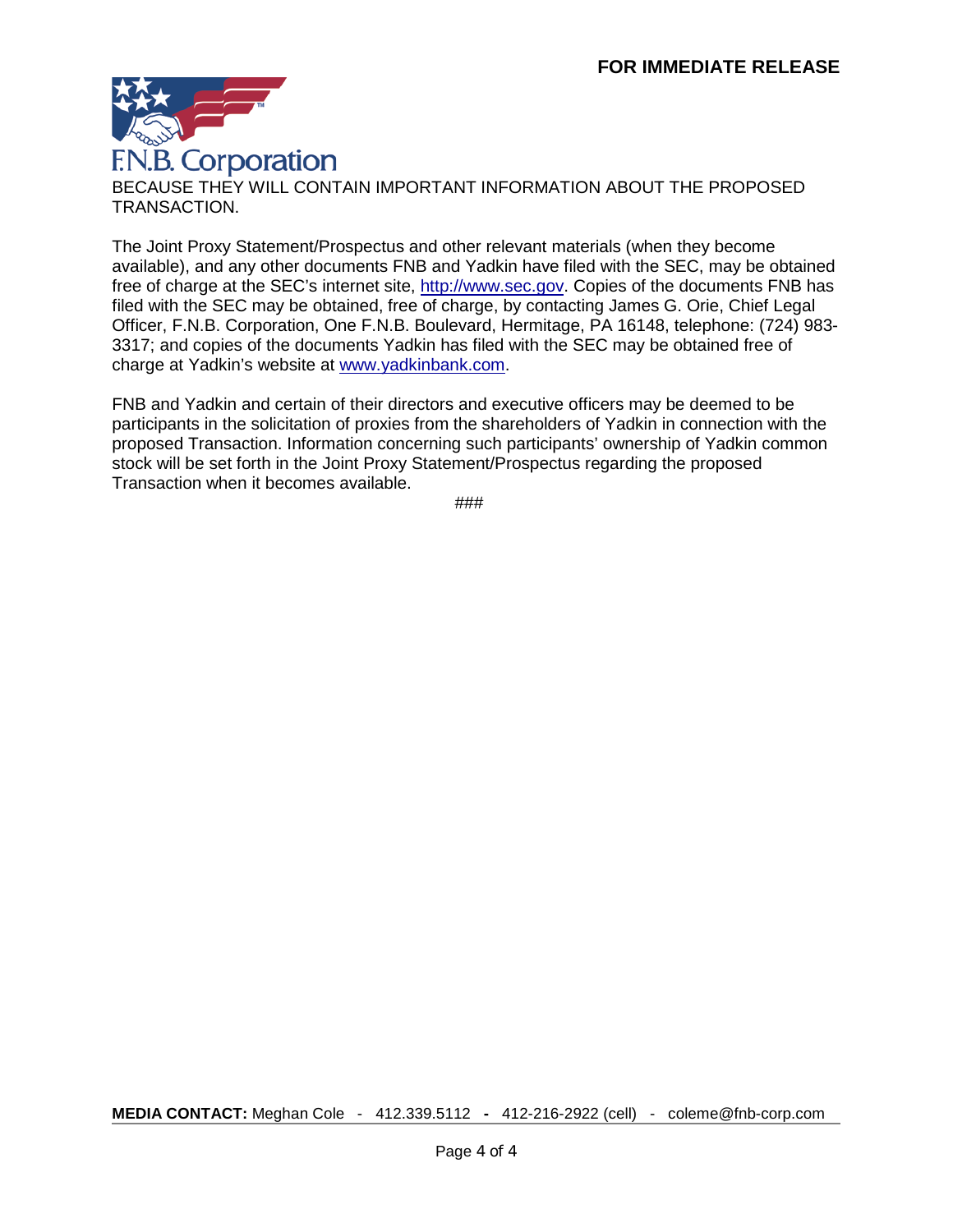**FOR IMMEDIATE RELEASE**

F.N.B. Corporation

BECAUSE THEY WILL CONTAIN IMPORTANT INFORMATION ABOUT THE PROPOSED TRANSACTION.

The Joint Proxy Statement/Prospectus and other relevant materials (when they become available), and any other documents FNB and Yadkin have filed with the SEC, may be obtained free of charge at the SEC's internet site, http://www.sec.gov. Copies of the documents FNB has filed with the SEC may be obtained, free of charge, by contacting James G. Orie, Chief Legal Officer, F.N.B. Corporation, One F.N.B. Boulevard, Hermitage, PA 16148, telephone: (724) 983-3317; and copies of the documents Yadkin has filed with the SEC may be obtained free of charge at Yadkin's website at www.yadkinbank.com.

FNB and Yadkin and certain of their directors and executive officers may be deemed to be participants in the solicitation of proxies from the shareholders of Yadkin in connection with the proposed Transaction. Information concerning such participants' ownership of Yadkin common stock will be set forth in the Joint Proxy Statement/Prospectus regarding the proposed Transaction when it becomes available.

###

**MEDIA CONTACT:** Meghan Cole - 412.339.5112 **-** 412-216-2922 (cell) - coleme@fnb-corp.com